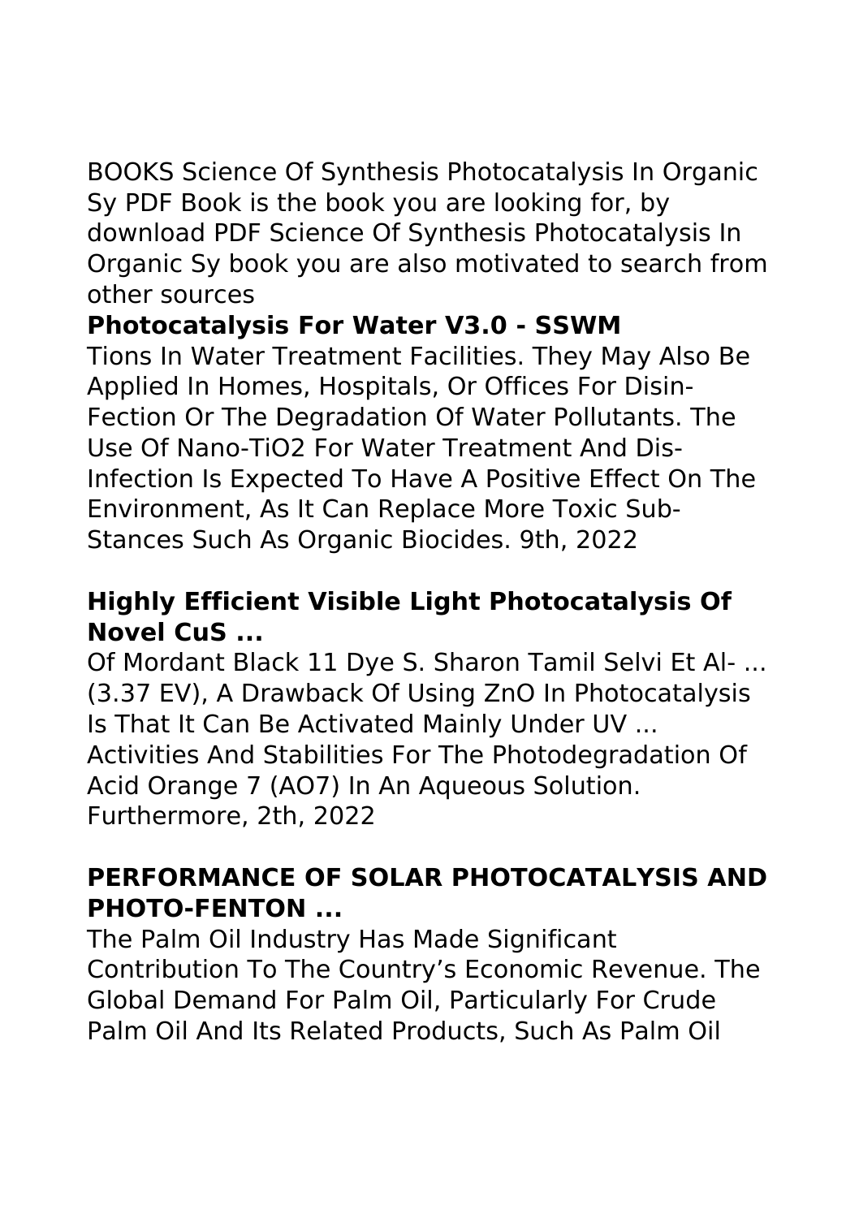BOOKS Science Of Synthesis Photocatalysis In Organic Sy PDF Book is the book you are looking for, by download PDF Science Of Synthesis Photocatalysis In Organic Sy book you are also motivated to search from other sources

**Photocatalysis For Water V3.0 - SSWM**

Tions In Water Treatment Facilities. They May Also Be Applied In Homes, Hospitals, Or Offices For Disin- Fection Or The Degradation Of Water Pollutants. The Use Of Nano-$TiO_2$ For Water Treatment And Dis- Infection Is Expected To Have A Positive Effect On The Environment, As It Can Replace More Toxic Sub- Stances Such As Organic Biocides. 9th, 2022

**Highly Efficient Visible Light Photocatalysis Of Novel CuS ...**

Of Mordant Black 11 Dye S. Sharon Tamil Selvi Et Al- ... (3.37 EV), A Drawback Of Using ZnO In Photocatalysis Is That It Can Be Activated Mainly Under UV ... Activities And Stabilities For The Photodegradation Of Acid Orange 7 (AO7) In An Aqueous Solution. Furthermore, 2th, 2022

**PERFORMANCE OF SOLAR PHOTOCATALYSIS AND PHOTO-FENTON ...**

The Palm Oil Industry Has Made Significant Contribution To The Country's Economic Revenue. The Global Demand For Palm Oil, Particularly For Crude Palm Oil And Its Related Products, Such As Palm Oil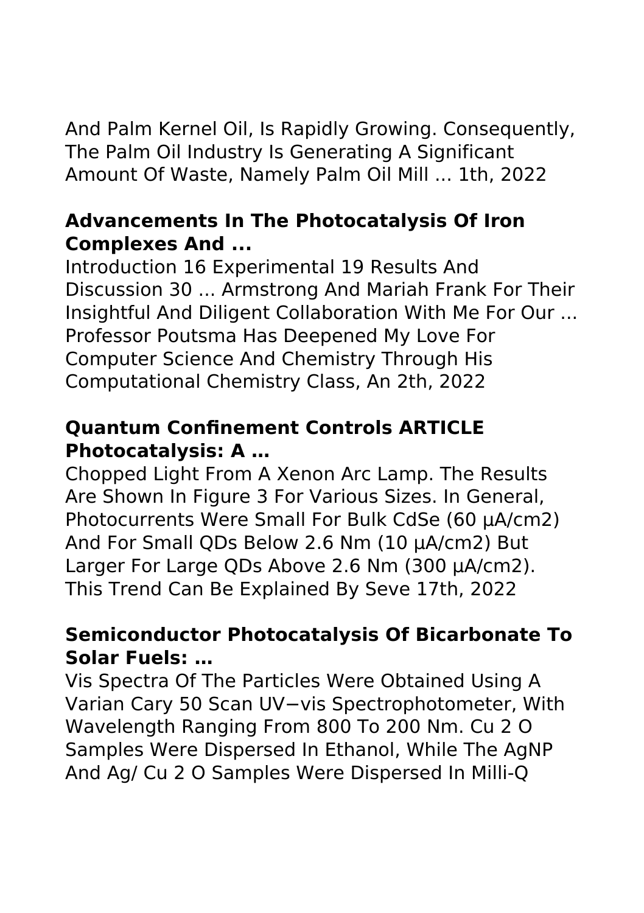And Palm Kernel Oil, Is Rapidly Growing. Consequently, The Palm Oil Industry Is Generating A Significant Amount Of Waste, Namely Palm Oil Mill ... 1th, 2022

**Advancements In The Photocatalysis Of Iron Complexes And ...**

Introduction 16 Experimental 19 Results And Discussion 30 ... Armstrong And Mariah Frank For Their Insightful And Diligent Collaboration With Me For Our ... Professor Poutsma Has Deepened My Love For Computer Science And Chemistry Through His Computational Chemistry Class, An 2th, 2022

**Quantum Confinement Controls ARTICLE Photocatalysis: A …**

Chopped Light From A Xenon Arc Lamp. The Results Are Shown In Figure 3 For Various Sizes. In General, Photocurrents Were Small For Bulk CdSe (60 μA/cm2) And For Small QDs Below 2.6 Nm (10 μA/cm2) But Larger For Large QDs Above 2.6 Nm (300 μA/cm2). This Trend Can Be Explained By Seve 17th, 2022

**Semiconductor Photocatalysis Of Bicarbonate To Solar Fuels: …**

Vis Spectra Of The Particles Were Obtained Using A Varian Cary 50 Scan UV−vis Spectrophotometer, With Wavelength Ranging From 800 To 200 Nm. $Cu_2O$ Samples Were Dispersed In Ethanol, While The AgNP And Ag/ $Cu_2O$ Samples Were Dispersed In Milli-Q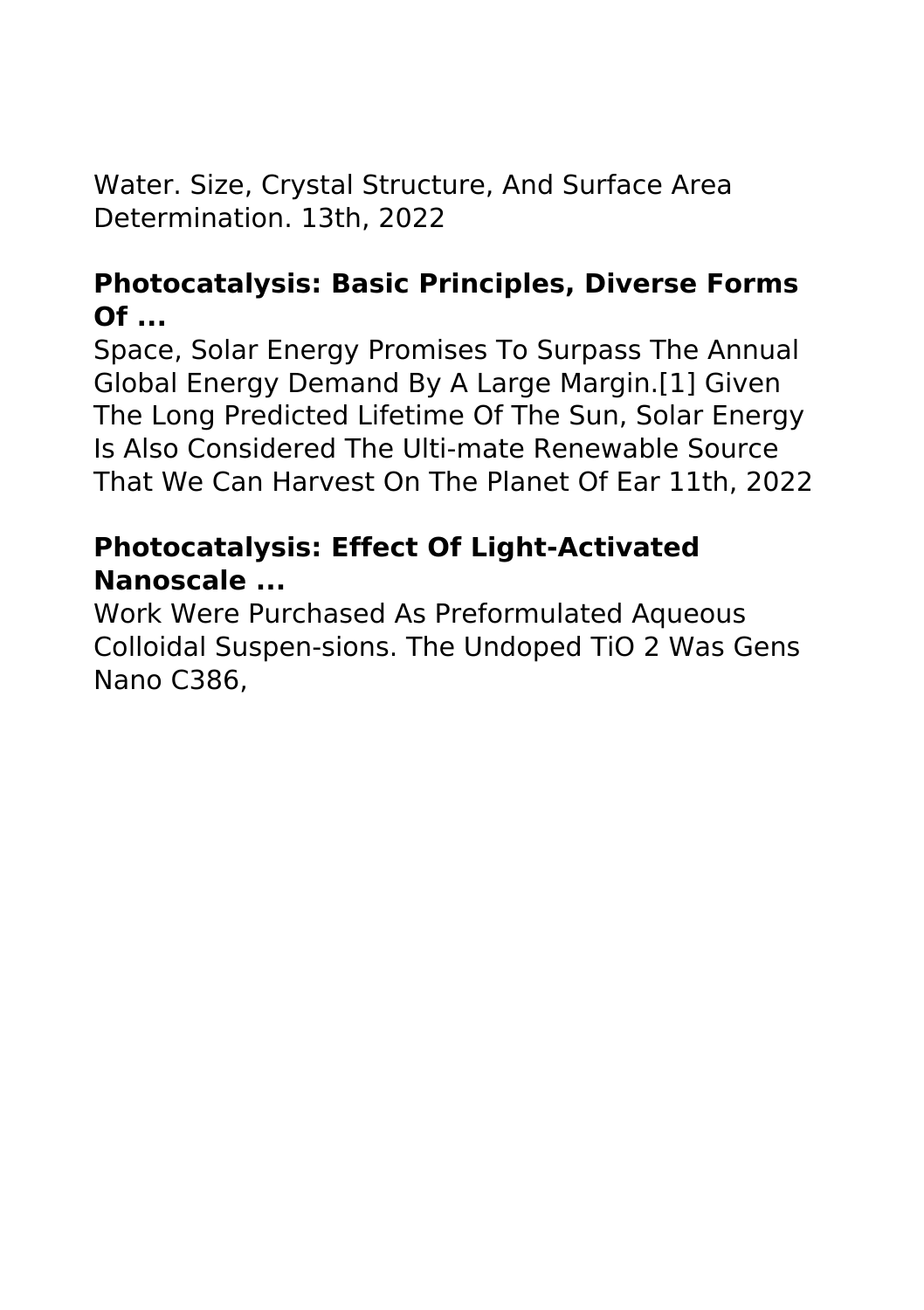Water. Size, Crystal Structure, And Surface Area Determination. 13th, 2022

## Photocatalysis: Basic Principles, Diverse Forms Of ...

Space, Solar Energy Promises To Surpass The Annual Global Energy Demand By A Large Margin.[1] Given The Long Predicted Lifetime Of The Sun, Solar Energy Is Also Considered The Ulti-mate Renewable Source That We Can Harvest On The Planet Of Ear 11th, 2022

## Photocatalysis: Effect Of Light-Activated Nanoscale ...

Work Were Purchased As Preformulated Aqueous Colloidal Suspen-sions. The Undoped $TiO_2$ Was Gens Nano C386,